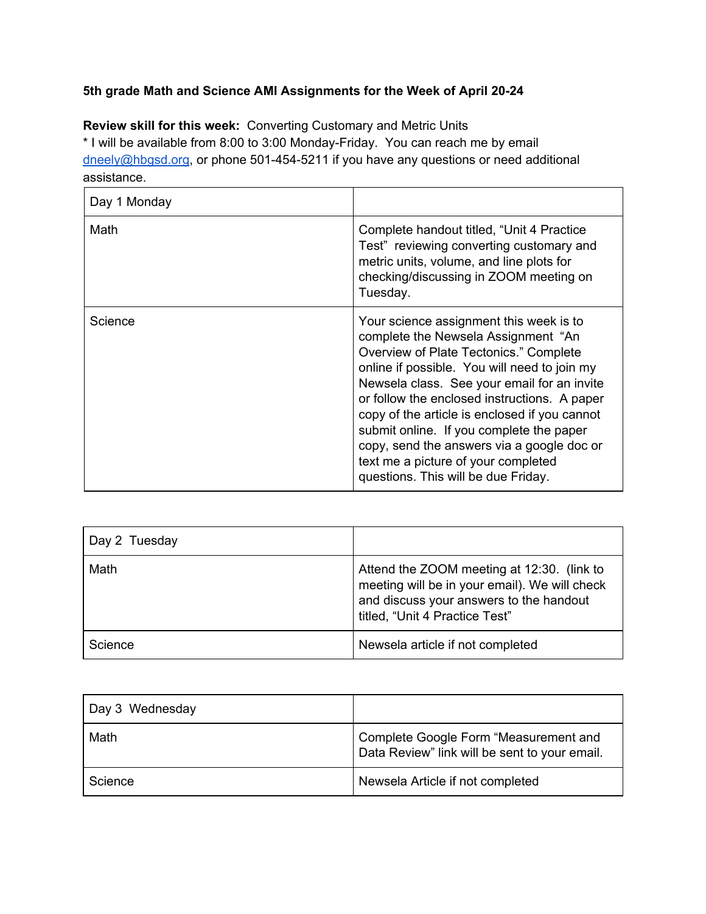**5th grade Math and Science AMI Assignments for the Week of April 20-24**

**Review skill for this week:** Converting Customary and Metric Units

* I will be available from 8:00 to 3:00 Monday-Friday. You can reach me by email dneely@hbgsd.org, or phone 501-454-5211 if you have any questions or need additional assistance.

| Day 1 Monday | |
|---|---|
| Math | Complete handout titled, "Unit 4 Practice Test" reviewing converting customary and metric units, volume, and line plots for checking/discussing in ZOOM meeting on Tuesday. |
| Science | Your science assignment this week is to complete the Newsela Assignment "An Overview of Plate Tectonics." Complete online if possible. You will need to join my Newsela class. See your email for an invite or follow the enclosed instructions. A paper copy of the article is enclosed if you cannot submit online. If you complete the paper copy, send the answers via a google doc or text me a picture of your completed questions. This will be due Friday. |

| Day 2 Tuesday | |
|---|---|
| Math | Attend the ZOOM meeting at 12:30. (link to meeting will be in your email). We will check and discuss your answers to the handout titled, "Unit 4 Practice Test" |
| Science | Newsela article if not completed |

| Day 3 Wednesday | |
|---|---|
| Math | Complete Google Form "Measurement and Data Review" link will be sent to your email. |
| Science | Newsela Article if not completed |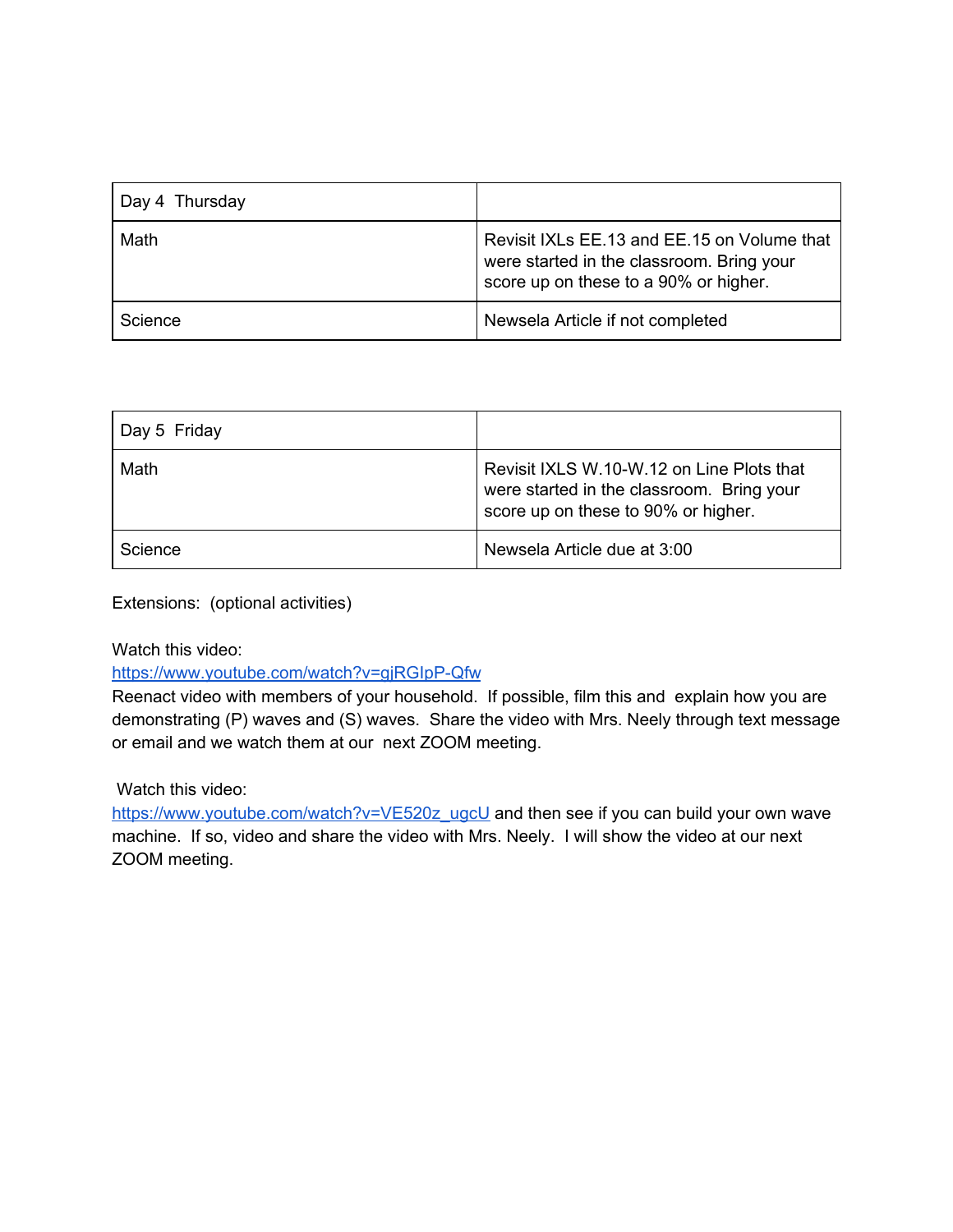| Day 4 Thursday | |
| --- | --- |
| Math | Revisit IXLs EE.13 and EE.15 on Volume that were started in the classroom. Bring your score up on these to a 90% or higher. |
| Science | Newsela Article if not completed |

| Day 5 Friday | |
| --- | --- |
| Math | Revisit IXLS W.10-W.12 on Line Plots that were started in the classroom. Bring your score up on these to 90% or higher. |
| Science | Newsela Article due at 3:00 |

Extensions: (optional activities)

Watch this video:
https://www.youtube.com/watch?v=gjRGIpP-Qfw
Reenact video with members of your household. If possible, film this and explain how you are demonstrating (P) waves and (S) waves. Share the video with Mrs. Neely through text message or email and we watch them at our next ZOOM meeting.

Watch this video:
https://www.youtube.com/watch?v=VE520z_ugcU and then see if you can build your own wave machine. If so, video and share the video with Mrs. Neely. I will show the video at our next ZOOM meeting.